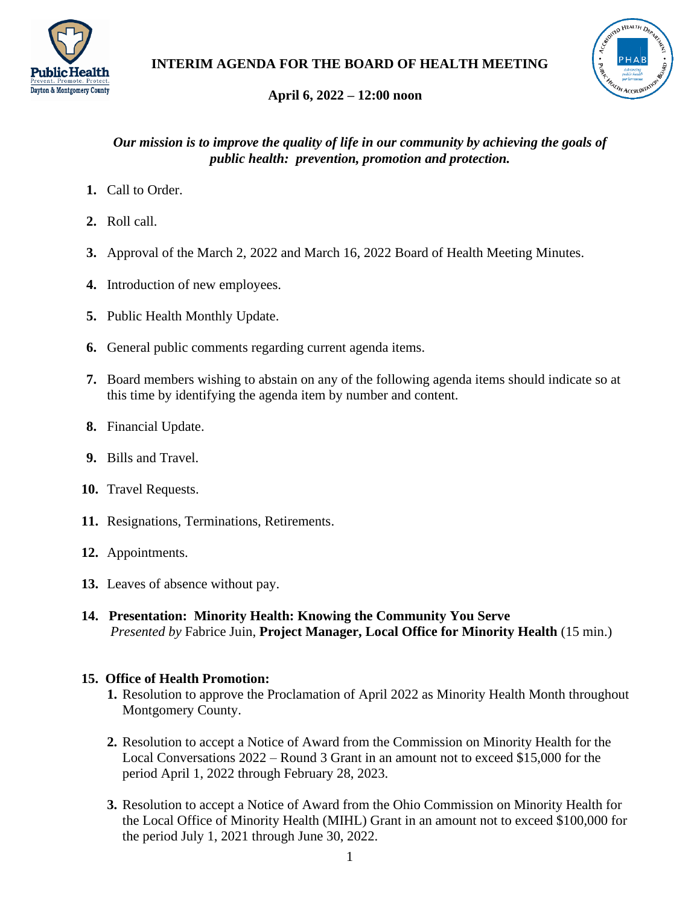# INTERIM AGENDA FOR THE BOARD OF HEALTH MEETING

**April 6, 2022 – 12:00 noon**

***Our mission is to improve the quality of life in our community by achieving the goals of public health: prevention, promotion and protection.***

1. Call to Order.
2. Roll call.
3. Approval of the March 2, 2022 and March 16, 2022 Board of Health Meeting Minutes.
4. Introduction of new employees.
5. Public Health Monthly Update.
6. General public comments regarding current agenda items.
7. Board members wishing to abstain on any of the following agenda items should indicate so at this time by identifying the agenda item by number and content.
8. Financial Update.
9. Bills and Travel.
10. Travel Requests.
11. Resignations, Terminations, Retirements.
12. Appointments.
13. Leaves of absence without pay.
14. **Presentation: Minority Health: Knowing the Community You Serve**
    *Presented by* Fabrice Juin, **Project Manager, Local Office for Minority Health** (15 min.)

15. **Office of Health Promotion:**
    1. Resolution to approve the Proclamation of April 2022 as Minority Health Month throughout Montgomery County.
    2. Resolution to accept a Notice of Award from the Commission on Minority Health for the Local Conversations 2022 – Round 3 Grant in an amount not to exceed $15,000 for the period April 1, 2022 through February 28, 2023.
    3. Resolution to accept a Notice of Award from the Ohio Commission on Minority Health for the Local Office of Minority Health (MIHL) Grant in an amount not to exceed $100,000 for the period July 1, 2021 through June 30, 2022.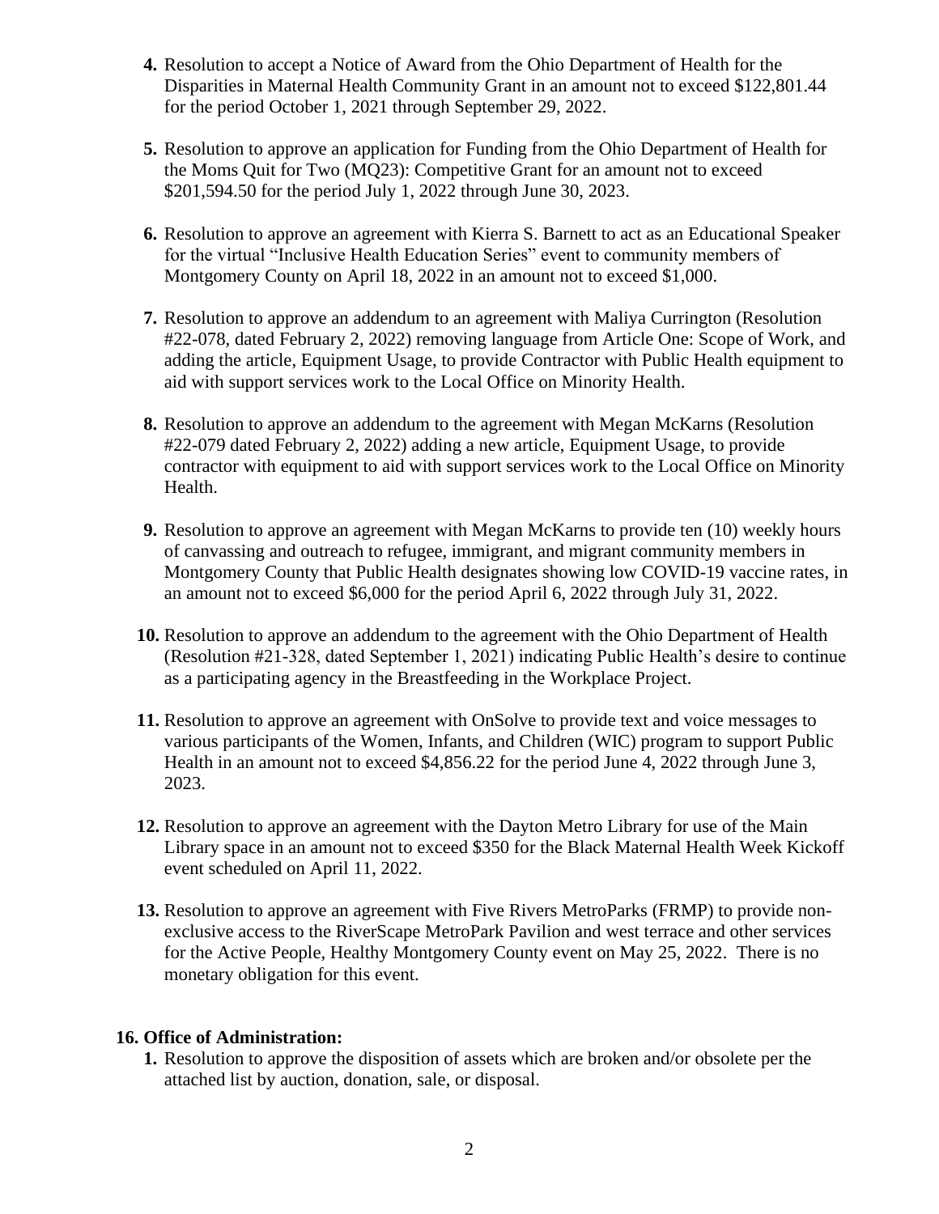4. Resolution to accept a Notice of Award from the Ohio Department of Health for the Disparities in Maternal Health Community Grant in an amount not to exceed $122,801.44 for the period October 1, 2021 through September 29, 2022.

5. Resolution to approve an application for Funding from the Ohio Department of Health for the Moms Quit for Two (MQ23): Competitive Grant for an amount not to exceed $201,594.50 for the period July 1, 2022 through June 30, 2023.

6. Resolution to approve an agreement with Kierra S. Barnett to act as an Educational Speaker for the virtual "Inclusive Health Education Series" event to community members of Montgomery County on April 18, 2022 in an amount not to exceed $1,000.

7. Resolution to approve an addendum to an agreement with Maliya Currington (Resolution #22-078, dated February 2, 2022) removing language from Article One: Scope of Work, and adding the article, Equipment Usage, to provide Contractor with Public Health equipment to aid with support services work to the Local Office on Minority Health.

8. Resolution to approve an addendum to the agreement with Megan McKarns (Resolution #22-079 dated February 2, 2022) adding a new article, Equipment Usage, to provide contractor with equipment to aid with support services work to the Local Office on Minority Health.

9. Resolution to approve an agreement with Megan McKarns to provide ten (10) weekly hours of canvassing and outreach to refugee, immigrant, and migrant community members in Montgomery County that Public Health designates showing low COVID-19 vaccine rates, in an amount not to exceed $6,000 for the period April 6, 2022 through July 31, 2022.

10. Resolution to approve an addendum to the agreement with the Ohio Department of Health (Resolution #21-328, dated September 1, 2021) indicating Public Health's desire to continue as a participating agency in the Breastfeeding in the Workplace Project.

11. Resolution to approve an agreement with OnSolve to provide text and voice messages to various participants of the Women, Infants, and Children (WIC) program to support Public Health in an amount not to exceed $4,856.22 for the period June 4, 2022 through June 3, 2023.

12. Resolution to approve an agreement with the Dayton Metro Library for use of the Main Library space in an amount not to exceed $350 for the Black Maternal Health Week Kickoff event scheduled on April 11, 2022.

13. Resolution to approve an agreement with Five Rivers MetroParks (FRMP) to provide non-exclusive access to the RiverScape MetroPark Pavilion and west terrace and other services for the Active People, Healthy Montgomery County event on May 25, 2022. There is no monetary obligation for this event.

**16. Office of Administration:**

1. Resolution to approve the disposition of assets which are broken and/or obsolete per the attached list by auction, donation, sale, or disposal.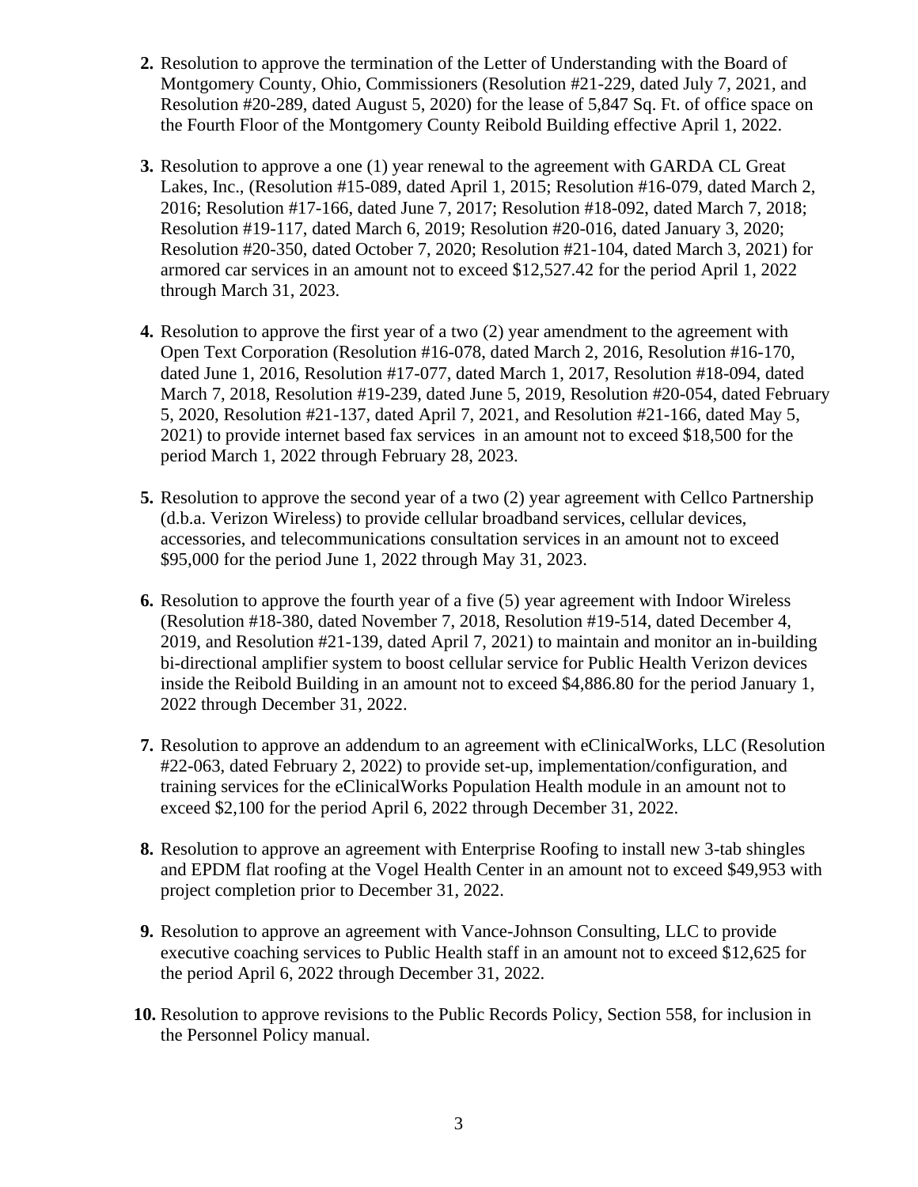2. Resolution to approve the termination of the Letter of Understanding with the Board of Montgomery County, Ohio, Commissioners (Resolution #21-229, dated July 7, 2021, and Resolution #20-289, dated August 5, 2020) for the lease of 5,847 Sq. Ft. of office space on the Fourth Floor of the Montgomery County Reibold Building effective April 1, 2022.

3. Resolution to approve a one (1) year renewal to the agreement with GARDA CL Great Lakes, Inc., (Resolution #15-089, dated April 1, 2015; Resolution #16-079, dated March 2, 2016; Resolution #17-166, dated June 7, 2017; Resolution #18-092, dated March 7, 2018; Resolution #19-117, dated March 6, 2019; Resolution #20-016, dated January 3, 2020; Resolution #20-350, dated October 7, 2020; Resolution #21-104, dated March 3, 2021) for armored car services in an amount not to exceed $12,527.42 for the period April 1, 2022 through March 31, 2023.

4. Resolution to approve the first year of a two (2) year amendment to the agreement with Open Text Corporation (Resolution #16-078, dated March 2, 2016, Resolution #16-170, dated June 1, 2016, Resolution #17-077, dated March 1, 2017, Resolution #18-094, dated March 7, 2018, Resolution #19-239, dated June 5, 2019, Resolution #20-054, dated February 5, 2020, Resolution #21-137, dated April 7, 2021, and Resolution #21-166, dated May 5, 2021) to provide internet based fax services in an amount not to exceed $18,500 for the period March 1, 2022 through February 28, 2023.

5. Resolution to approve the second year of a two (2) year agreement with Cellco Partnership (d.b.a. Verizon Wireless) to provide cellular broadband services, cellular devices, accessories, and telecommunications consultation services in an amount not to exceed $95,000 for the period June 1, 2022 through May 31, 2023.

6. Resolution to approve the fourth year of a five (5) year agreement with Indoor Wireless (Resolution #18-380, dated November 7, 2018, Resolution #19-514, dated December 4, 2019, and Resolution #21-139, dated April 7, 2021) to maintain and monitor an in-building bi-directional amplifier system to boost cellular service for Public Health Verizon devices inside the Reibold Building in an amount not to exceed $4,886.80 for the period January 1, 2022 through December 31, 2022.

7. Resolution to approve an addendum to an agreement with eClinicalWorks, LLC (Resolution #22-063, dated February 2, 2022) to provide set-up, implementation/configuration, and training services for the eClinicalWorks Population Health module in an amount not to exceed $2,100 for the period April 6, 2022 through December 31, 2022.

8. Resolution to approve an agreement with Enterprise Roofing to install new 3-tab shingles and EPDM flat roofing at the Vogel Health Center in an amount not to exceed $49,953 with project completion prior to December 31, 2022.

9. Resolution to approve an agreement with Vance-Johnson Consulting, LLC to provide executive coaching services to Public Health staff in an amount not to exceed $12,625 for the period April 6, 2022 through December 31, 2022.

10. Resolution to approve revisions to the Public Records Policy, Section 558, for inclusion in the Personnel Policy manual.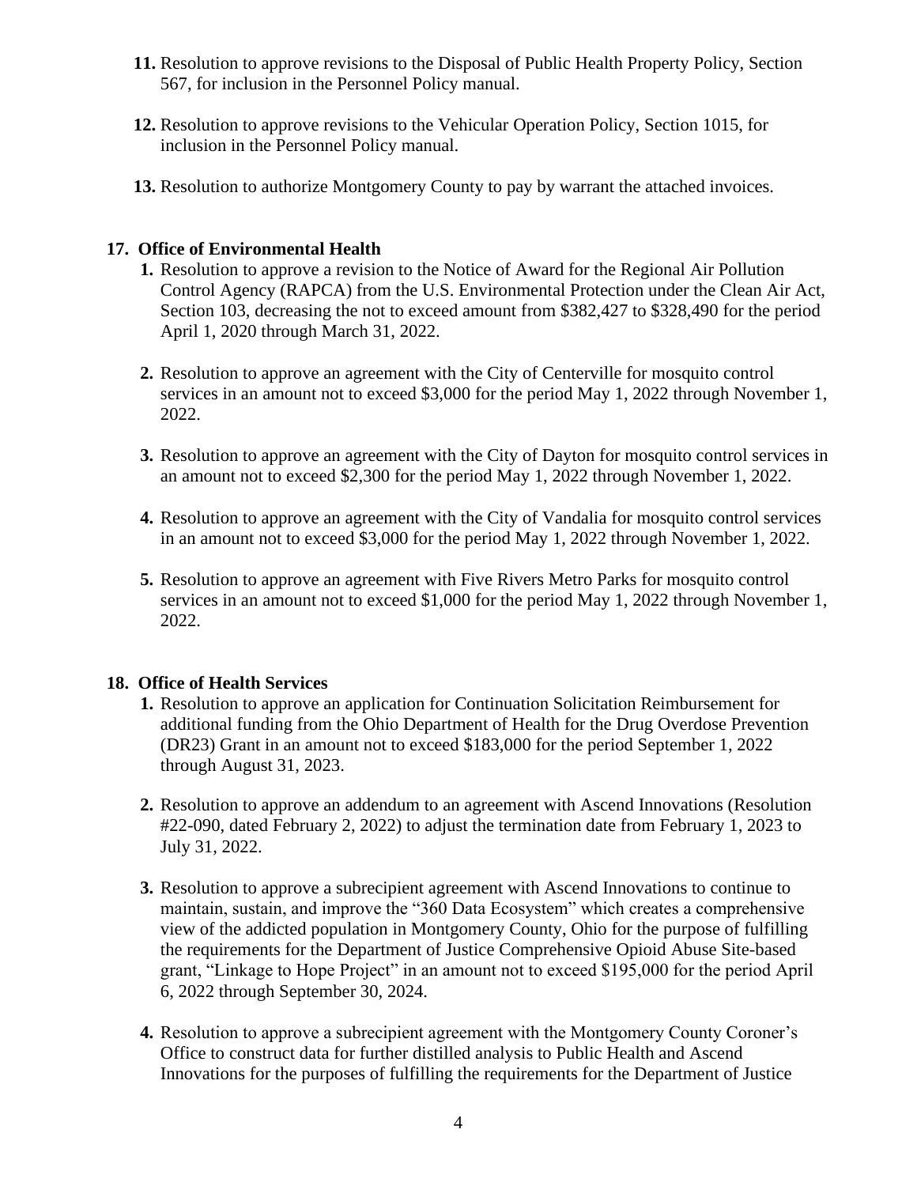11. Resolution to approve revisions to the Disposal of Public Health Property Policy, Section 567, for inclusion in the Personnel Policy manual.

12. Resolution to approve revisions to the Vehicular Operation Policy, Section 1015, for inclusion in the Personnel Policy manual.

13. Resolution to authorize Montgomery County to pay by warrant the attached invoices.

**17. Office of Environmental Health**

1. Resolution to approve a revision to the Notice of Award for the Regional Air Pollution Control Agency (RAPCA) from the U.S. Environmental Protection under the Clean Air Act, Section 103, decreasing the not to exceed amount from $382,427 to $328,490 for the period April 1, 2020 through March 31, 2022.

2. Resolution to approve an agreement with the City of Centerville for mosquito control services in an amount not to exceed $3,000 for the period May 1, 2022 through November 1, 2022.

3. Resolution to approve an agreement with the City of Dayton for mosquito control services in an amount not to exceed $2,300 for the period May 1, 2022 through November 1, 2022.

4. Resolution to approve an agreement with the City of Vandalia for mosquito control services in an amount not to exceed $3,000 for the period May 1, 2022 through November 1, 2022.

5. Resolution to approve an agreement with Five Rivers Metro Parks for mosquito control services in an amount not to exceed $1,000 for the period May 1, 2022 through November 1, 2022.

**18. Office of Health Services**

1. Resolution to approve an application for Continuation Solicitation Reimbursement for additional funding from the Ohio Department of Health for the Drug Overdose Prevention (DR23) Grant in an amount not to exceed $183,000 for the period September 1, 2022 through August 31, 2023.

2. Resolution to approve an addendum to an agreement with Ascend Innovations (Resolution #22-090, dated February 2, 2022) to adjust the termination date from February 1, 2023 to July 31, 2022.

3. Resolution to approve a subrecipient agreement with Ascend Innovations to continue to maintain, sustain, and improve the "360 Data Ecosystem" which creates a comprehensive view of the addicted population in Montgomery County, Ohio for the purpose of fulfilling the requirements for the Department of Justice Comprehensive Opioid Abuse Site-based grant, "Linkage to Hope Project" in an amount not to exceed $195,000 for the period April 6, 2022 through September 30, 2024.

4. Resolution to approve a subrecipient agreement with the Montgomery County Coroner's Office to construct data for further distilled analysis to Public Health and Ascend Innovations for the purposes of fulfilling the requirements for the Department of Justice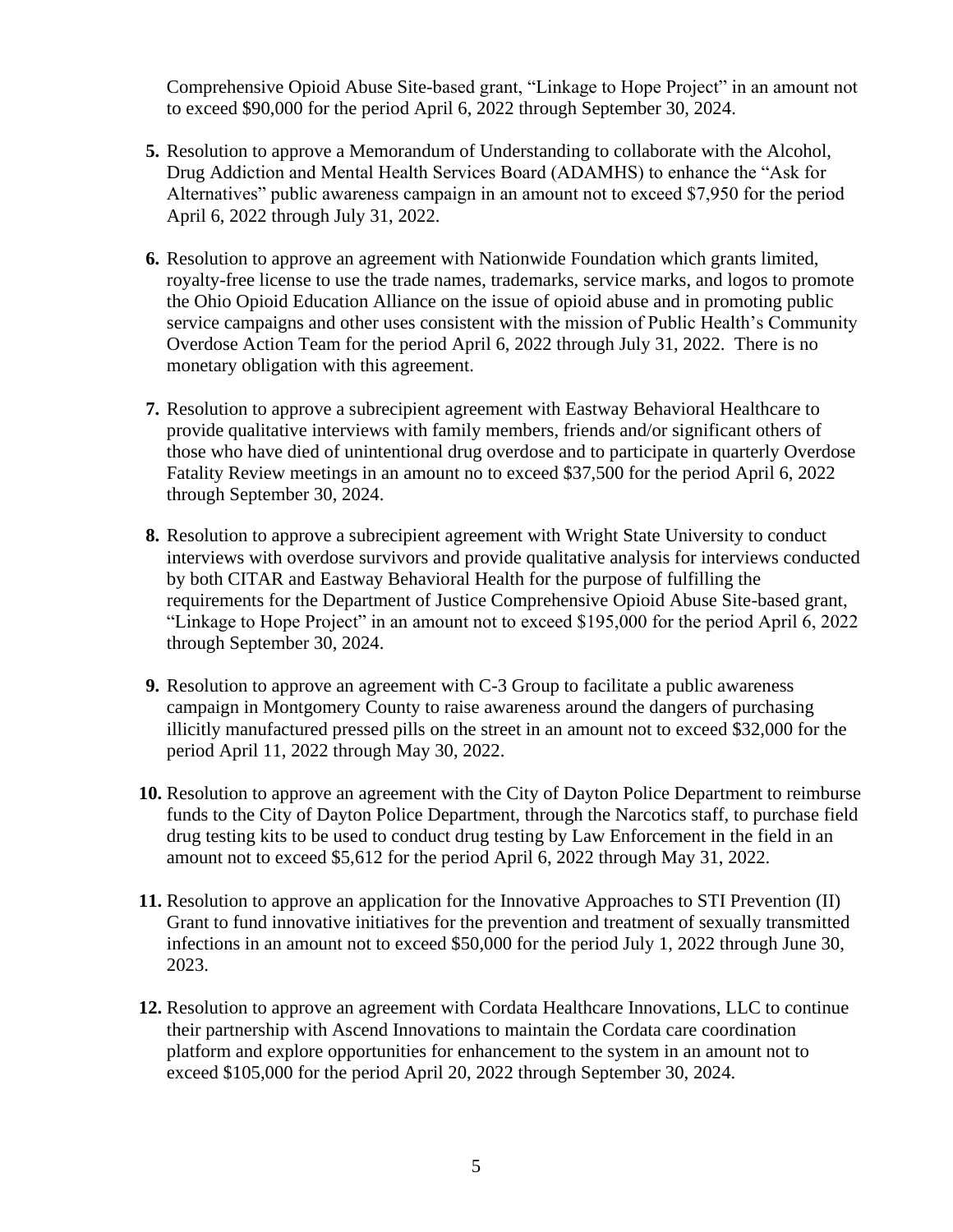Comprehensive Opioid Abuse Site-based grant, "Linkage to Hope Project" in an amount not to exceed $90,000 for the period April 6, 2022 through September 30, 2024.

5. Resolution to approve a Memorandum of Understanding to collaborate with the Alcohol, Drug Addiction and Mental Health Services Board (ADAMHS) to enhance the "Ask for Alternatives" public awareness campaign in an amount not to exceed $7,950 for the period April 6, 2022 through July 31, 2022.

6. Resolution to approve an agreement with Nationwide Foundation which grants limited, royalty-free license to use the trade names, trademarks, service marks, and logos to promote the Ohio Opioid Education Alliance on the issue of opioid abuse and in promoting public service campaigns and other uses consistent with the mission of Public Health's Community Overdose Action Team for the period April 6, 2022 through July 31, 2022. There is no monetary obligation with this agreement.

7. Resolution to approve a subrecipient agreement with Eastway Behavioral Healthcare to provide qualitative interviews with family members, friends and/or significant others of those who have died of unintentional drug overdose and to participate in quarterly Overdose Fatality Review meetings in an amount no to exceed $37,500 for the period April 6, 2022 through September 30, 2024.

8. Resolution to approve a subrecipient agreement with Wright State University to conduct interviews with overdose survivors and provide qualitative analysis for interviews conducted by both CITAR and Eastway Behavioral Health for the purpose of fulfilling the requirements for the Department of Justice Comprehensive Opioid Abuse Site-based grant, "Linkage to Hope Project" in an amount not to exceed $195,000 for the period April 6, 2022 through September 30, 2024.

9. Resolution to approve an agreement with C-3 Group to facilitate a public awareness campaign in Montgomery County to raise awareness around the dangers of purchasing illicitly manufactured pressed pills on the street in an amount not to exceed $32,000 for the period April 11, 2022 through May 30, 2022.

10. Resolution to approve an agreement with the City of Dayton Police Department to reimburse funds to the City of Dayton Police Department, through the Narcotics staff, to purchase field drug testing kits to be used to conduct drug testing by Law Enforcement in the field in an amount not to exceed $5,612 for the period April 6, 2022 through May 31, 2022.

11. Resolution to approve an application for the Innovative Approaches to STI Prevention (II) Grant to fund innovative initiatives for the prevention and treatment of sexually transmitted infections in an amount not to exceed $50,000 for the period July 1, 2022 through June 30, 2023.

12. Resolution to approve an agreement with Cordata Healthcare Innovations, LLC to continue their partnership with Ascend Innovations to maintain the Cordata care coordination platform and explore opportunities for enhancement to the system in an amount not to exceed $105,000 for the period April 20, 2022 through September 30, 2024.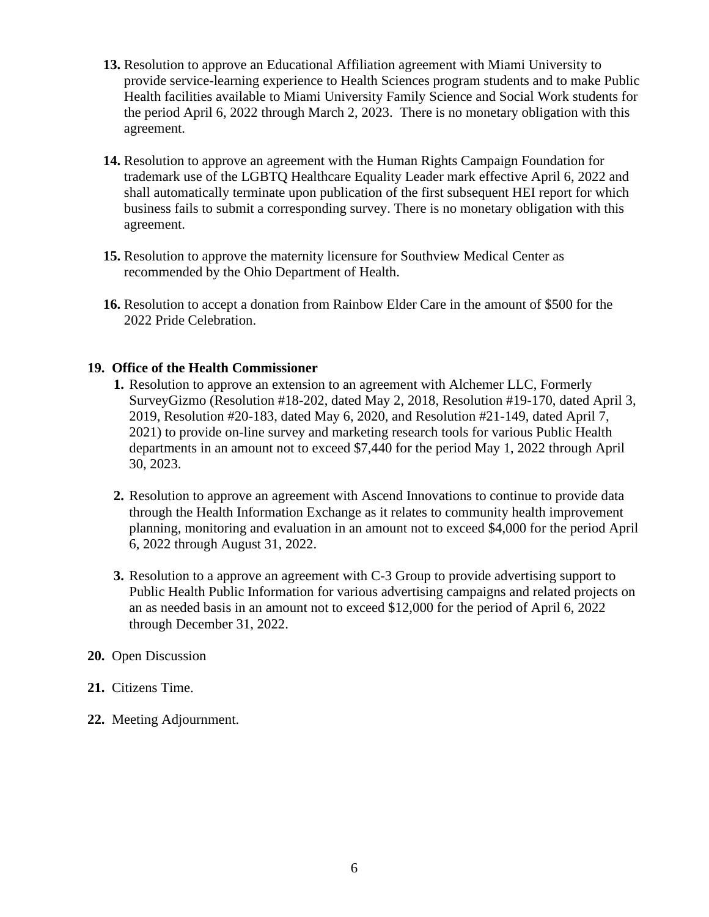13. Resolution to approve an Educational Affiliation agreement with Miami University to provide service-learning experience to Health Sciences program students and to make Public Health facilities available to Miami University Family Science and Social Work students for the period April 6, 2022 through March 2, 2023. There is no monetary obligation with this agreement.

14. Resolution to approve an agreement with the Human Rights Campaign Foundation for trademark use of the LGBTQ Healthcare Equality Leader mark effective April 6, 2022 and shall automatically terminate upon publication of the first subsequent HEI report for which business fails to submit a corresponding survey. There is no monetary obligation with this agreement.

15. Resolution to approve the maternity licensure for Southview Medical Center as recommended by the Ohio Department of Health.

16. Resolution to accept a donation from Rainbow Elder Care in the amount of $500 for the 2022 Pride Celebration.

**19. Office of the Health Commissioner**

1. Resolution to approve an extension to an agreement with Alchemer LLC, Formerly SurveyGizmo (Resolution #18-202, dated May 2, 2018, Resolution #19-170, dated April 3, 2019, Resolution #20-183, dated May 6, 2020, and Resolution #21-149, dated April 7, 2021) to provide on-line survey and marketing research tools for various Public Health departments in an amount not to exceed $7,440 for the period May 1, 2022 through April 30, 2023.

2. Resolution to approve an agreement with Ascend Innovations to continue to provide data through the Health Information Exchange as it relates to community health improvement planning, monitoring and evaluation in an amount not to exceed $4,000 for the period April 6, 2022 through August 31, 2022.

3. Resolution to a approve an agreement with C-3 Group to provide advertising support to Public Health Public Information for various advertising campaigns and related projects on an as needed basis in an amount not to exceed $12,000 for the period of April 6, 2022 through December 31, 2022.

20. Open Discussion

21. Citizens Time.

22. Meeting Adjournment.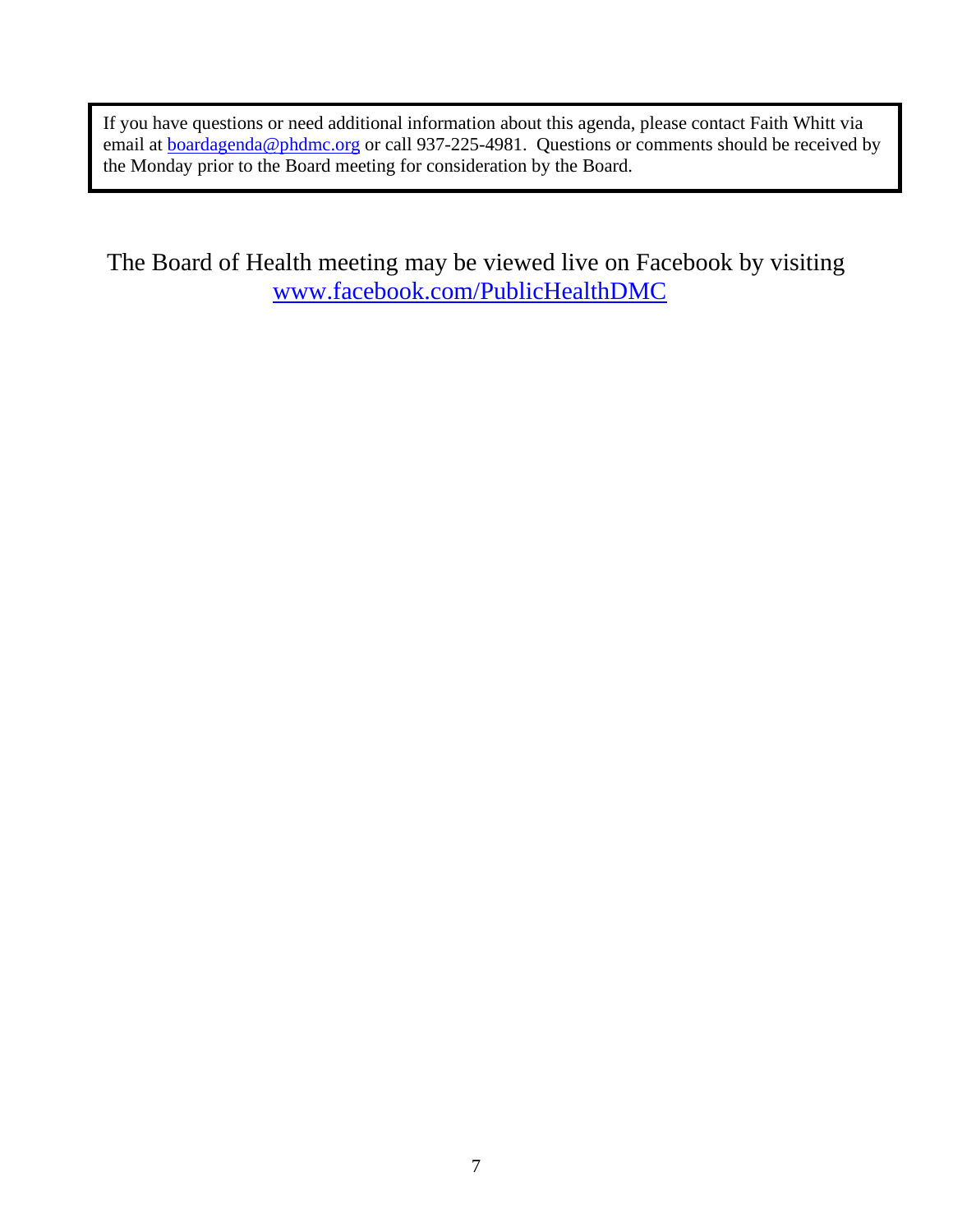If you have questions or need additional information about this agenda, please contact Faith Whitt via email at boardagenda@phdmc.org or call 937-225-4981. Questions or comments should be received by the Monday prior to the Board meeting for consideration by the Board.

The Board of Health meeting may be viewed live on Facebook by visiting www.facebook.com/PublicHealthDMC